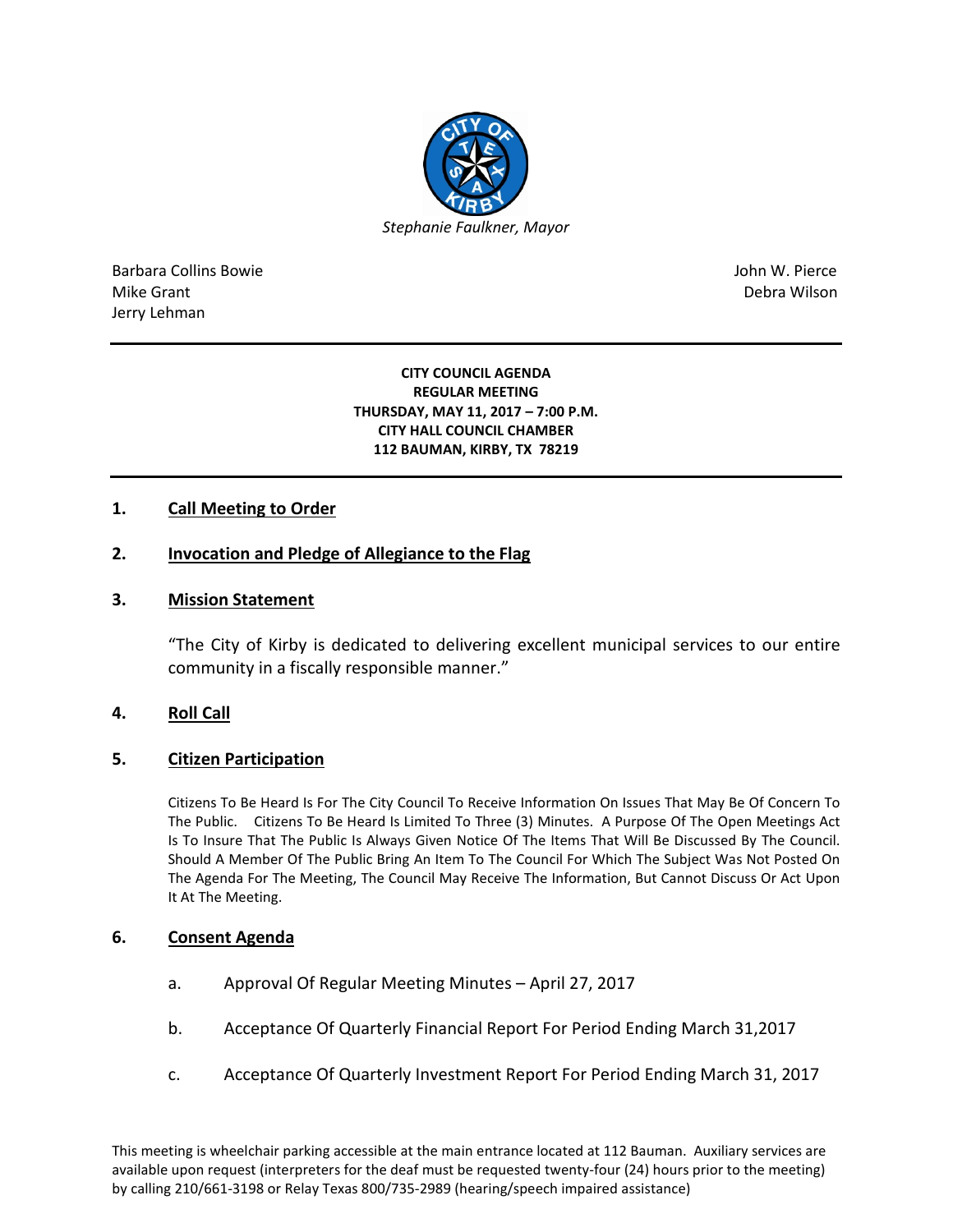*Stephanie Faulkner, Mayor*

Barbara Collins Bowie
Mike Grant
Jerry Lehman

John W. Pierce
Debra Wilson

---

**CITY COUNCIL AGENDA**
**REGULAR MEETING**
**THURSDAY, MAY 11, 2017 – 7:00 P.M.**
**CITY HALL COUNCIL CHAMBER**
**112 BAUMAN, KIRBY, TX 78219**

---

## 1. Call Meeting to Order

## 2. Invocation and Pledge of Allegiance to the Flag

## 3. Mission Statement

"The City of Kirby is dedicated to delivering excellent municipal services to our entire community in a fiscally responsible manner."

## 4. Roll Call

## 5. Citizen Participation

Citizens To Be Heard Is For The City Council To Receive Information On Issues That May Be Of Concern To The Public. Citizens To Be Heard Is Limited To Three (3) Minutes. A Purpose Of The Open Meetings Act Is To Insure That The Public Is Always Given Notice Of The Items That Will Be Discussed By The Council. Should A Member Of The Public Bring An Item To The Council For Which The Subject Was Not Posted On The Agenda For The Meeting, The Council May Receive The Information, But Cannot Discuss Or Act Upon It At The Meeting.

## 6. Consent Agenda

a. Approval Of Regular Meeting Minutes – April 27, 2017

b. Acceptance Of Quarterly Financial Report For Period Ending March 31,2017

c. Acceptance Of Quarterly Investment Report For Period Ending March 31, 2017

This meeting is wheelchair parking accessible at the main entrance located at 112 Bauman. Auxiliary services are available upon request (interpreters for the deaf must be requested twenty-four (24) hours prior to the meeting) by calling 210/661-3198 or Relay Texas 800/735-2989 (hearing/speech impaired assistance)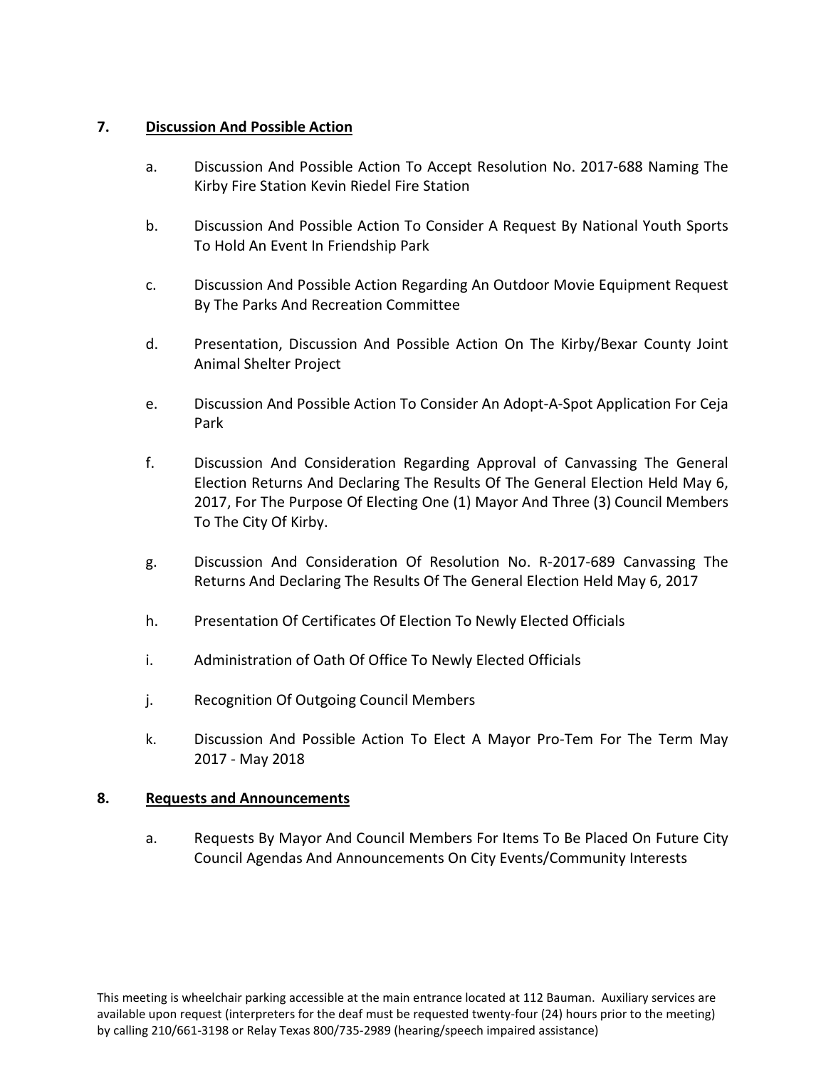## 7. Discussion And Possible Action

a. Discussion And Possible Action To Accept Resolution No. 2017-688 Naming The Kirby Fire Station Kevin Riedel Fire Station

b. Discussion And Possible Action To Consider A Request By National Youth Sports To Hold An Event In Friendship Park

c. Discussion And Possible Action Regarding An Outdoor Movie Equipment Request By The Parks And Recreation Committee

d. Presentation, Discussion And Possible Action On The Kirby/Bexar County Joint Animal Shelter Project

e. Discussion And Possible Action To Consider An Adopt-A-Spot Application For Ceja Park

f. Discussion And Consideration Regarding Approval of Canvassing The General Election Returns And Declaring The Results Of The General Election Held May 6, 2017, For The Purpose Of Electing One (1) Mayor And Three (3) Council Members To The City Of Kirby.

g. Discussion And Consideration Of Resolution No. R-2017-689 Canvassing The Returns And Declaring The Results Of The General Election Held May 6, 2017

h. Presentation Of Certificates Of Election To Newly Elected Officials

i. Administration of Oath Of Office To Newly Elected Officials

j. Recognition Of Outgoing Council Members

k. Discussion And Possible Action To Elect A Mayor Pro-Tem For The Term May 2017 - May 2018

## 8. Requests and Announcements

a. Requests By Mayor And Council Members For Items To Be Placed On Future City Council Agendas And Announcements On City Events/Community Interests

This meeting is wheelchair parking accessible at the main entrance located at 112 Bauman. Auxiliary services are available upon request (interpreters for the deaf must be requested twenty-four (24) hours prior to the meeting) by calling 210/661-3198 or Relay Texas 800/735-2989 (hearing/speech impaired assistance)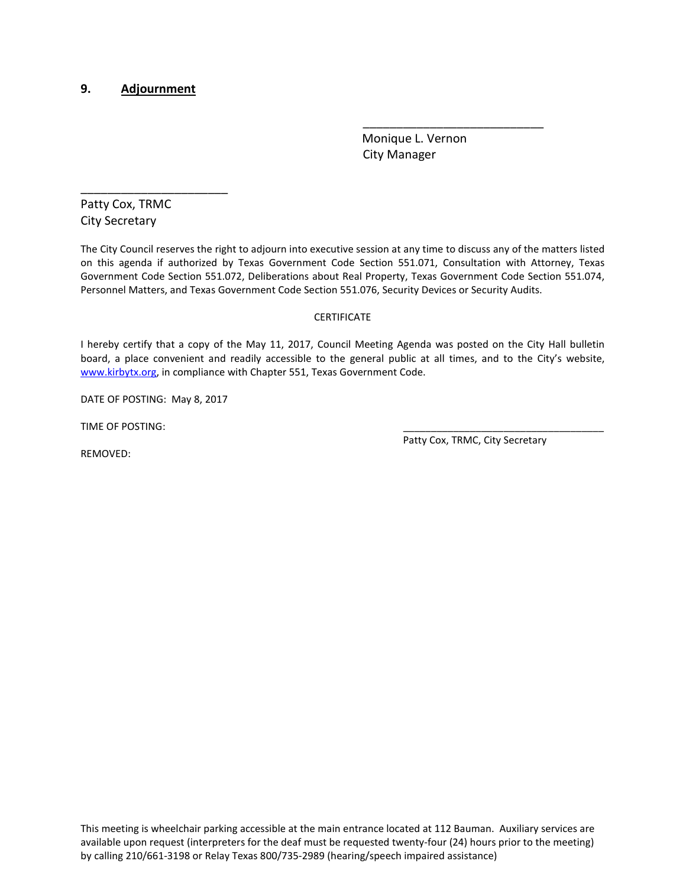## 9. **Adjournment**

\_\_\_\_\_\_\_\_\_\_\_\_\_\_\_\_\_\_\_\_\_\_\_\_\_\_\_\_\_\_
Monique L. Vernon
City Manager

\_\_\_\_\_\_\_\_\_\_\_\_\_\_\_\_\_\_\_\_\_\_\_\_\_\_\_\_
Patty Cox, TRMC
City Secretary

The City Council reserves the right to adjourn into executive session at any time to discuss any of the matters listed on this agenda if authorized by Texas Government Code Section 551.071, Consultation with Attorney, Texas Government Code Section 551.072, Deliberations about Real Property, Texas Government Code Section 551.074, Personnel Matters, and Texas Government Code Section 551.076, Security Devices or Security Audits.

CERTIFICATE

I hereby certify that a copy of the May 11, 2017, Council Meeting Agenda was posted on the City Hall bulletin board, a place convenient and readily accessible to the general public at all times, and to the City's website, www.kirbytx.org, in compliance with Chapter 551, Texas Government Code.

DATE OF POSTING: May 8, 2017

TIME OF POSTING:

\_\_\_\_\_\_\_\_\_\_\_\_\_\_\_\_\_\_\_\_\_\_\_\_\_\_\_\_\_\_\_\_\_\_\_\_
Patty Cox, TRMC, City Secretary

REMOVED:

This meeting is wheelchair parking accessible at the main entrance located at 112 Bauman. Auxiliary services are available upon request (interpreters for the deaf must be requested twenty-four (24) hours prior to the meeting) by calling 210/661-3198 or Relay Texas 800/735-2989 (hearing/speech impaired assistance)